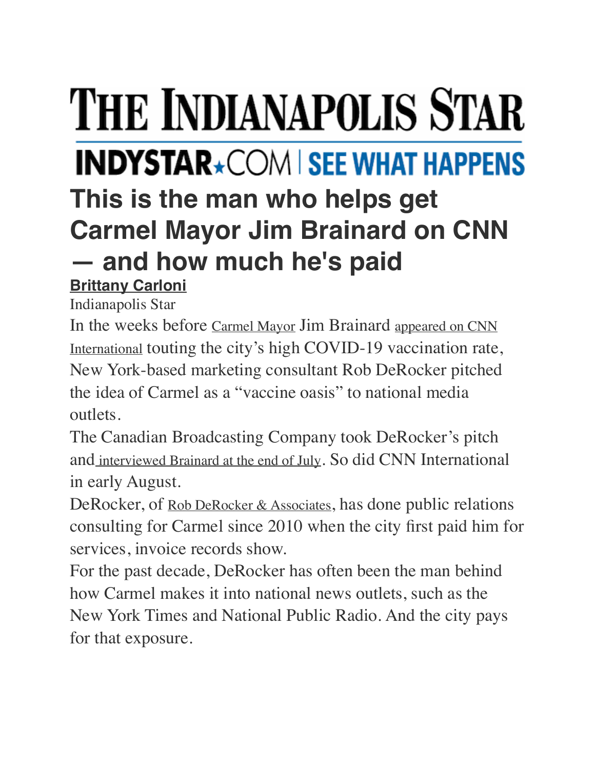# THE INDIANAPOLIS STAR

## INDYSTAR★COM | SEE WHAT HAPPENS

# This is the man who helps get Carmel Mayor Jim Brainard on CNN — and how much he's paid

**Brittany Carloni**

Indianapolis Star

In the weeks before Carmel Mayor Jim Brainard appeared on CNN International touting the city's high COVID-19 vaccination rate, New York-based marketing consultant Rob DeRocker pitched the idea of Carmel as a "vaccine oasis" to national media outlets.

The Canadian Broadcasting Company took DeRocker's pitch and interviewed Brainard at the end of July. So did CNN International in early August.

DeRocker, of Rob DeRocker & Associates, has done public relations consulting for Carmel since 2010 when the city first paid him for services, invoice records show.

For the past decade, DeRocker has often been the man behind how Carmel makes it into national news outlets, such as the New York Times and National Public Radio. And the city pays for that exposure.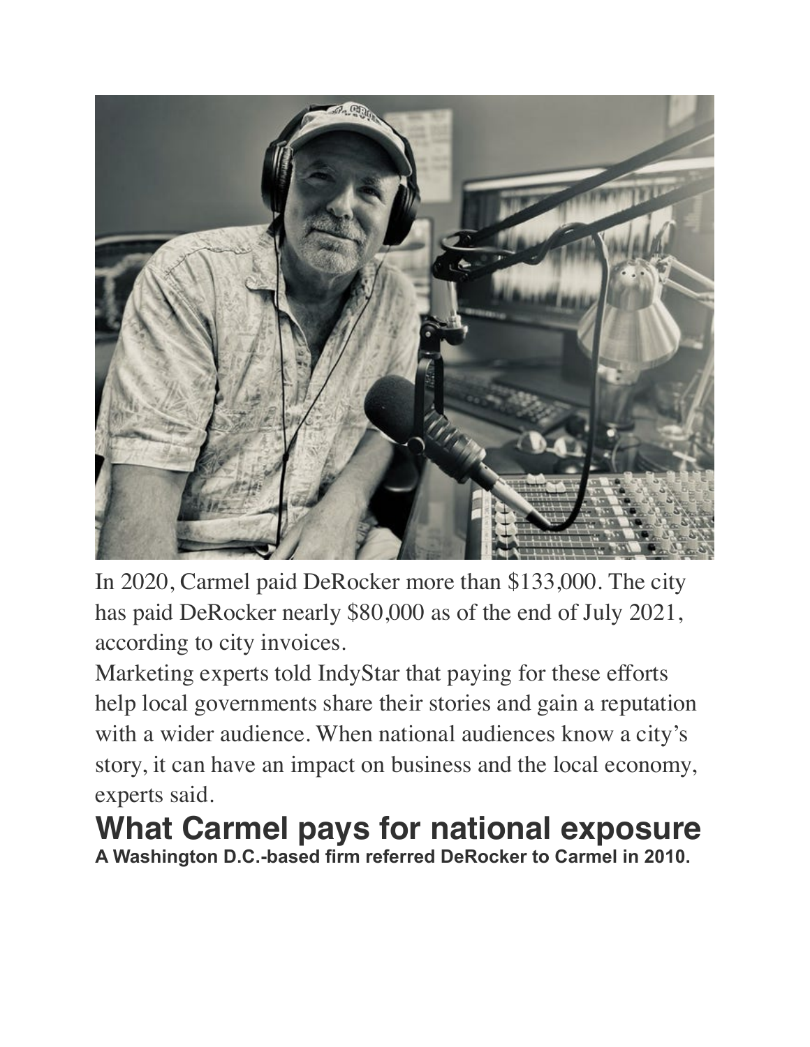In 2020, Carmel paid DeRocker more than $133,000. The city has paid DeRocker nearly $80,000 as of the end of July 2021, according to city invoices.

Marketing experts told IndyStar that paying for these efforts help local governments share their stories and gain a reputation with a wider audience. When national audiences know a city's story, it can have an impact on business and the local economy, experts said.

## What Carmel pays for national exposure

**A Washington D.C.-based firm referred DeRocker to Carmel in 2010.**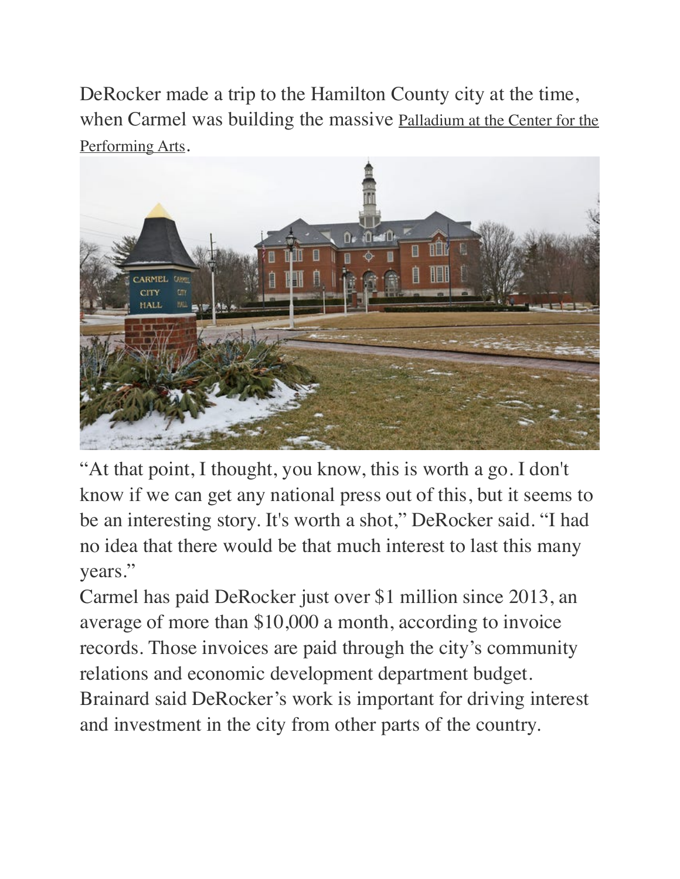DeRocker made a trip to the Hamilton County city at the time, when Carmel was building the massive Palladium at the Center for the Performing Arts.

"At that point, I thought, you know, this is worth a go. I don't know if we can get any national press out of this, but it seems to be an interesting story. It's worth a shot," DeRocker said. "I had no idea that there would be that much interest to last this many years."

Carmel has paid DeRocker just over $1 million since 2013, an average of more than $10,000 a month, according to invoice records. Those invoices are paid through the city's community relations and economic development department budget.

Brainard said DeRocker's work is important for driving interest and investment in the city from other parts of the country.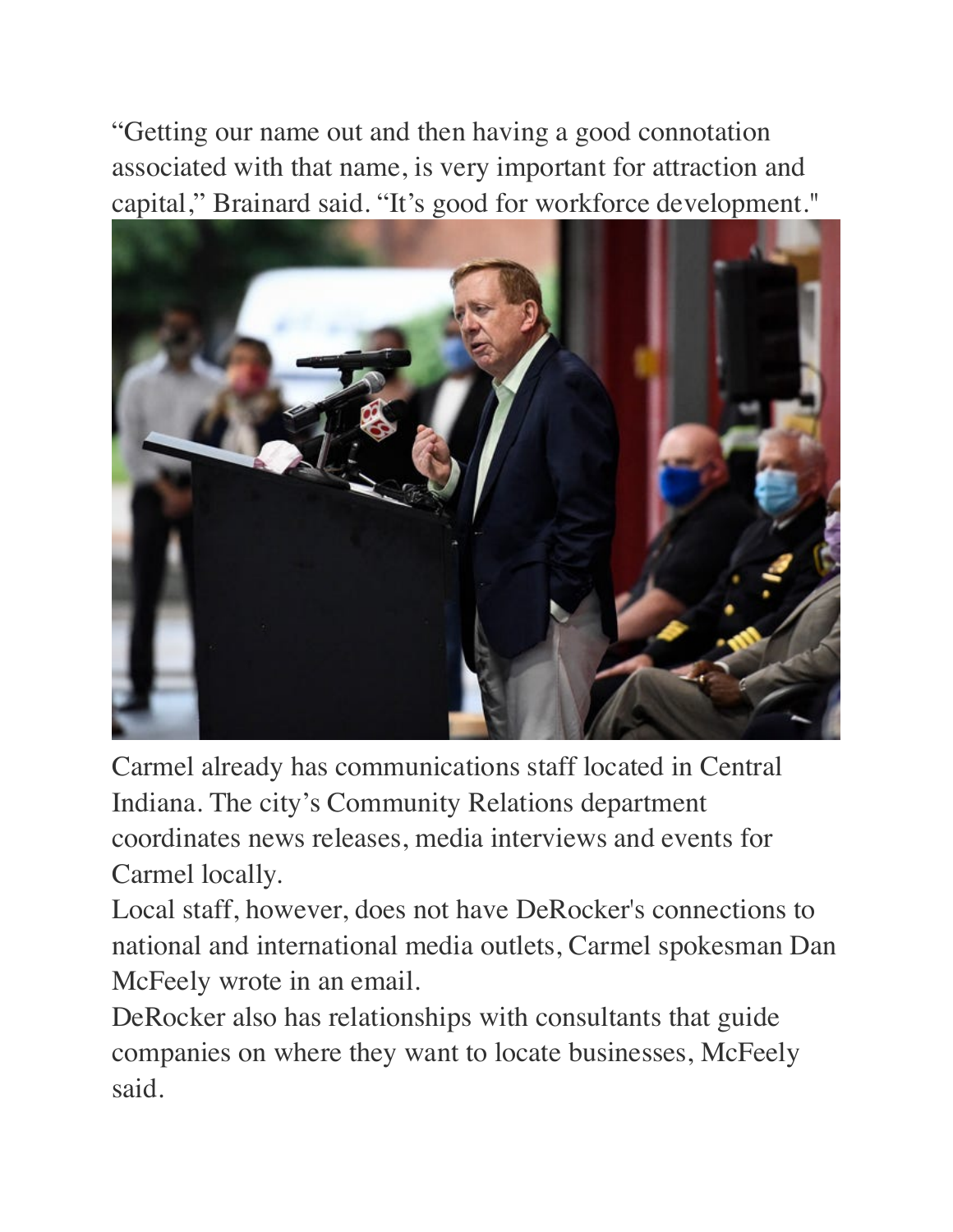"Getting our name out and then having a good connotation associated with that name, is very important for attraction and capital," Brainard said. "It's good for workforce development."

Carmel already has communications staff located in Central Indiana. The city's Community Relations department coordinates news releases, media interviews and events for Carmel locally.

Local staff, however, does not have DeRocker's connections to national and international media outlets, Carmel spokesman Dan McFeely wrote in an email.

DeRocker also has relationships with consultants that guide companies on where they want to locate businesses, McFeely said.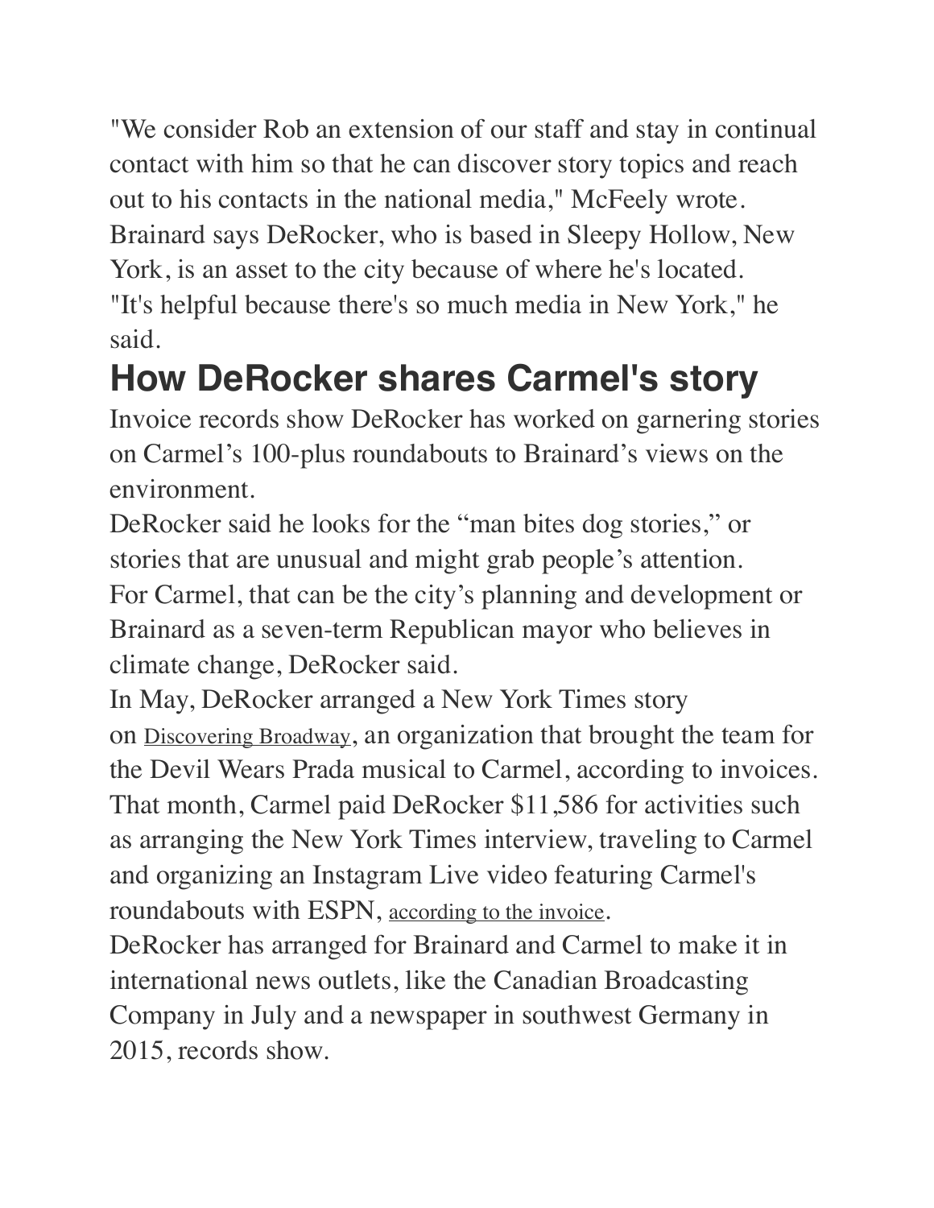"We consider Rob an extension of our staff and stay in continual contact with him so that he can discover story topics and reach out to his contacts in the national media," McFeely wrote.

Brainard says DeRocker, who is based in Sleepy Hollow, New York, is an asset to the city because of where he's located.

"It's helpful because there's so much media in New York," he said.

## How DeRocker shares Carmel's story

Invoice records show DeRocker has worked on garnering stories on Carmel's 100-plus roundabouts to Brainard's views on the environment.

DeRocker said he looks for the "man bites dog stories," or stories that are unusual and might grab people's attention.

For Carmel, that can be the city's planning and development or Brainard as a seven-term Republican mayor who believes in climate change, DeRocker said.

In May, DeRocker arranged a New York Times story on Discovering Broadway, an organization that brought the team for the Devil Wears Prada musical to Carmel, according to invoices.

That month, Carmel paid DeRocker $11,586 for activities such as arranging the New York Times interview, traveling to Carmel and organizing an Instagram Live video featuring Carmel's roundabouts with ESPN, according to the invoice.

DeRocker has arranged for Brainard and Carmel to make it in international news outlets, like the Canadian Broadcasting Company in July and a newspaper in southwest Germany in 2015, records show.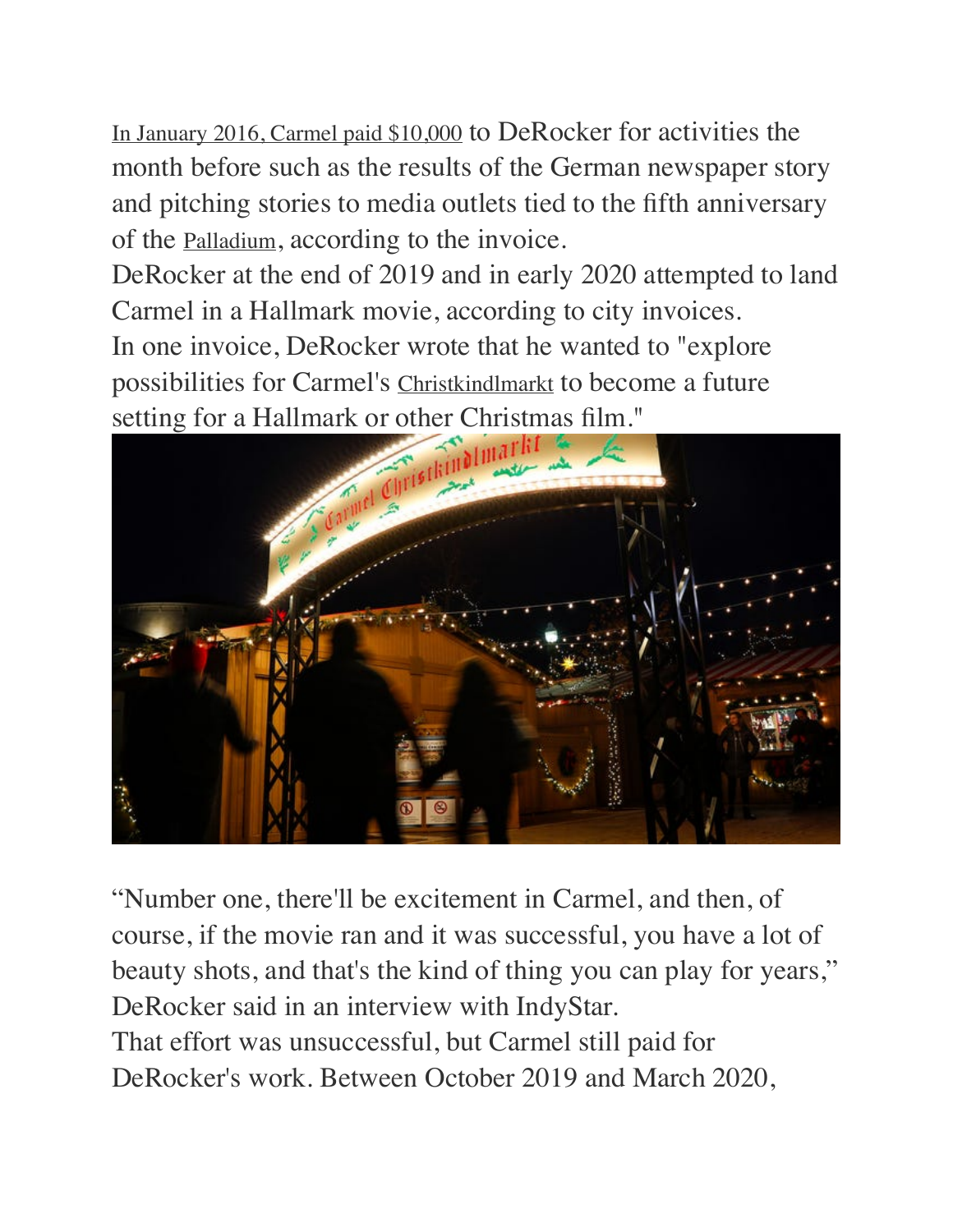In January 2016, Carmel paid $10,000 to DeRocker for activities the month before such as the results of the German newspaper story and pitching stories to media outlets tied to the fifth anniversary of the Palladium, according to the invoice.

DeRocker at the end of 2019 and in early 2020 attempted to land Carmel in a Hallmark movie, according to city invoices.

In one invoice, DeRocker wrote that he wanted to "explore possibilities for Carmel's Christkindlmarkt to become a future setting for a Hallmark or other Christmas film."

“Number one, there'll be excitement in Carmel, and then, of course, if the movie ran and it was successful, you have a lot of beauty shots, and that's the kind of thing you can play for years,” DeRocker said in an interview with IndyStar.

That effort was unsuccessful, but Carmel still paid for DeRocker's work. Between October 2019 and March 2020,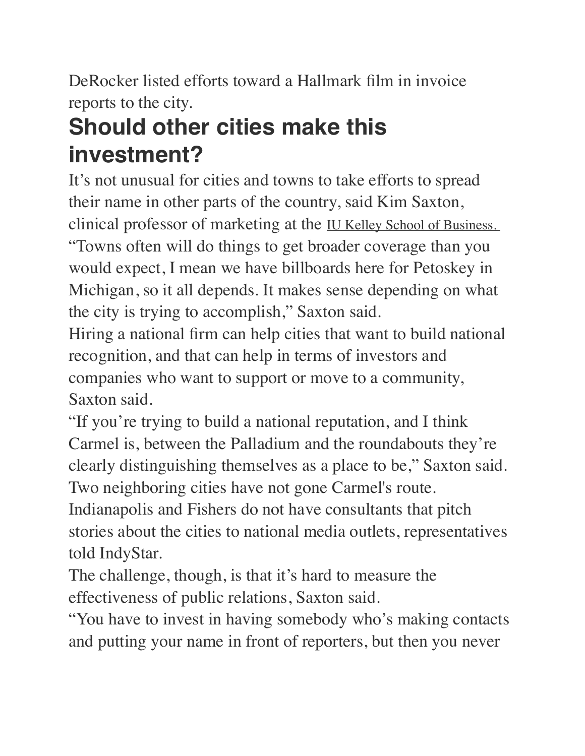DeRocker listed efforts toward a Hallmark film in invoice reports to the city.

## Should other cities make this investment?

It's not unusual for cities and towns to take efforts to spread their name in other parts of the country, said Kim Saxton, clinical professor of marketing at the IU Kelley School of Business.

"Towns often will do things to get broader coverage than you would expect, I mean we have billboards here for Petoskey in Michigan, so it all depends. It makes sense depending on what the city is trying to accomplish," Saxton said.

Hiring a national firm can help cities that want to build national recognition, and that can help in terms of investors and companies who want to support or move to a community, Saxton said.

"If you're trying to build a national reputation, and I think Carmel is, between the Palladium and the roundabouts they're clearly distinguishing themselves as a place to be," Saxton said.

Two neighboring cities have not gone Carmel's route. Indianapolis and Fishers do not have consultants that pitch stories about the cities to national media outlets, representatives told IndyStar.

The challenge, though, is that it's hard to measure the effectiveness of public relations, Saxton said.

"You have to invest in having somebody who's making contacts and putting your name in front of reporters, but then you never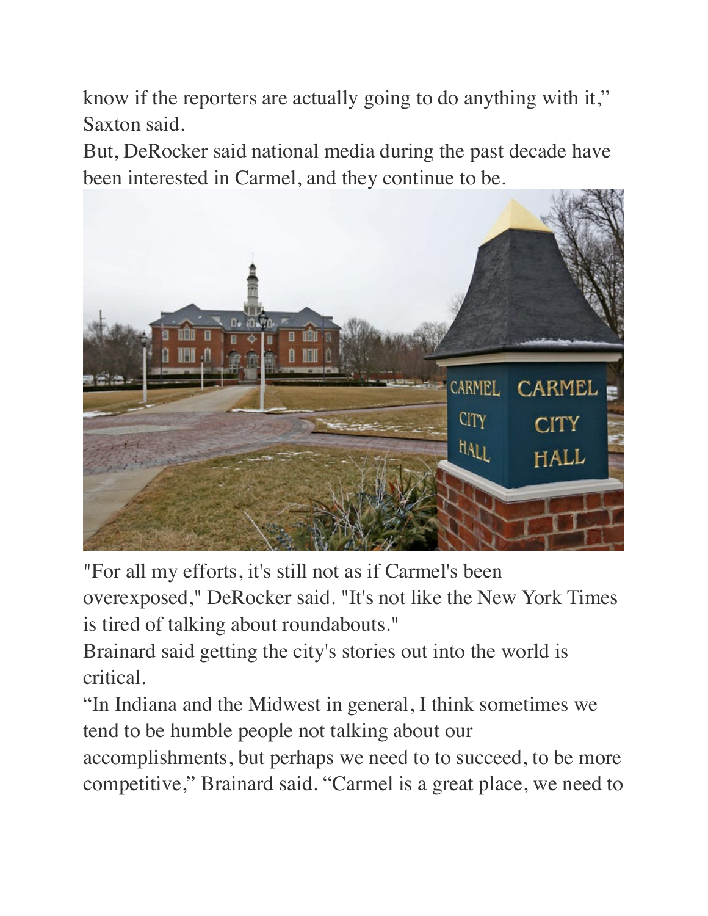know if the reporters are actually going to do anything with it," Saxton said.

But, DeRocker said national media during the past decade have been interested in Carmel, and they continue to be.

"For all my efforts, it's still not as if Carmel's been overexposed," DeRocker said. "It's not like the New York Times is tired of talking about roundabouts."

Brainard said getting the city's stories out into the world is critical.

"In Indiana and the Midwest in general, I think sometimes we tend to be humble people not talking about our accomplishments, but perhaps we need to to succeed, to be more competitive," Brainard said. "Carmel is a great place, we need to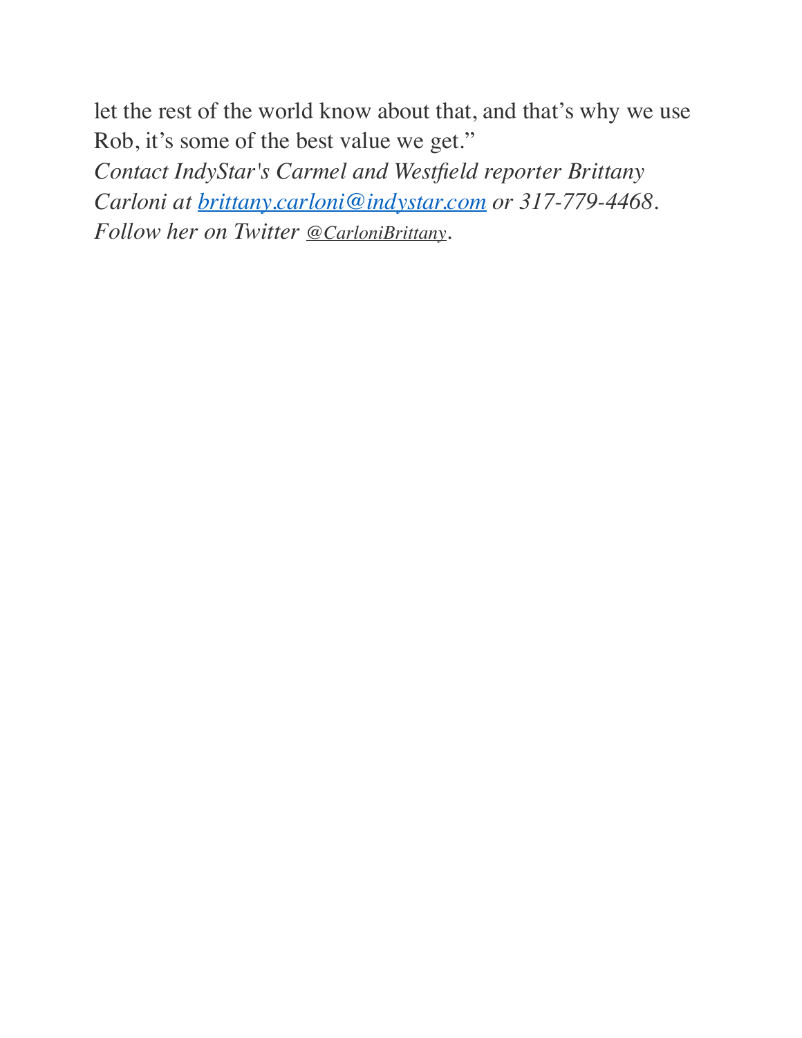let the rest of the world know about that, and that's why we use Rob, it's some of the best value we get."

*Contact IndyStar's Carmel and Westfield reporter Brittany Carloni at [brittany.carloni@indystar.com](mailto:brittany.carloni@indystar.com) or 317-779-4468. Follow her on Twitter @CarloniBrittany.*